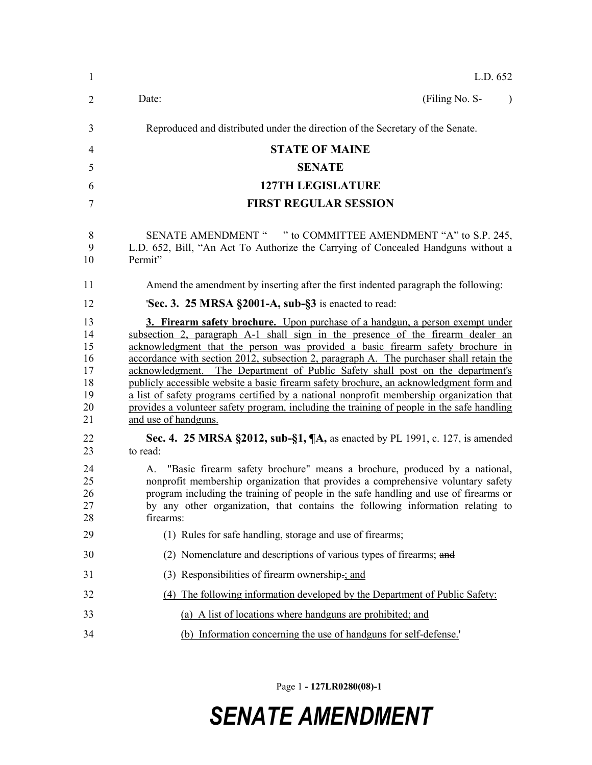L.D. 652

Date: (Filing No. S- )

Reproduced and distributed under the direction of the Secretary of the Senate.

# STATE OF MAINE
## SENATE
## 127TH LEGISLATURE
## FIRST REGULAR SESSION

SENATE AMENDMENT " " to COMMITTEE AMENDMENT "A" to S.P. 245, L.D. 652, Bill, "An Act To Authorize the Carrying of Concealed Handguns without a Permit"

Amend the amendment by inserting after the first indented paragraph the following:

'**Sec. 3. 25 MRSA §2001-A, sub-§3** is enacted to read:

<u>**3. Firearm safety brochure.** Upon purchase of a handgun, a person exempt under subsection 2, paragraph A-1 shall sign in the presence of the firearm dealer an acknowledgment that the person was provided a basic firearm safety brochure in accordance with section 2012, subsection 2, paragraph A. The purchaser shall retain the acknowledgment. The Department of Public Safety shall post on the department's publicly accessible website a basic firearm safety brochure, an acknowledgment form and a list of safety programs certified by a national nonprofit membership organization that provides a volunteer safety program, including the training of people in the safe handling and use of handguns.</u>

**Sec. 4. 25 MRSA §2012, sub-§1, ¶A,** as enacted by PL 1991, c. 127, is amended to read:

A. "Basic firearm safety brochure" means a brochure, produced by a national, nonprofit membership organization that provides a comprehensive voluntary safety program including the training of people in the safe handling and use of firearms or by any other organization, that contains the following information relating to firearms:

(1) Rules for safe handling, storage and use of firearms;

(2) Nomenclature and descriptions of various types of firearms; ~~and~~

(3) Responsibilities of firearm ownership~~.~~<u>; and</u>

<u>(4) The following information developed by the Department of Public Safety:</u>

<u>(a) A list of locations where handguns are prohibited; and</u>

<u>(b) Information concerning the use of handguns for self-defense.</u>'

# *SENATE AMENDMENT*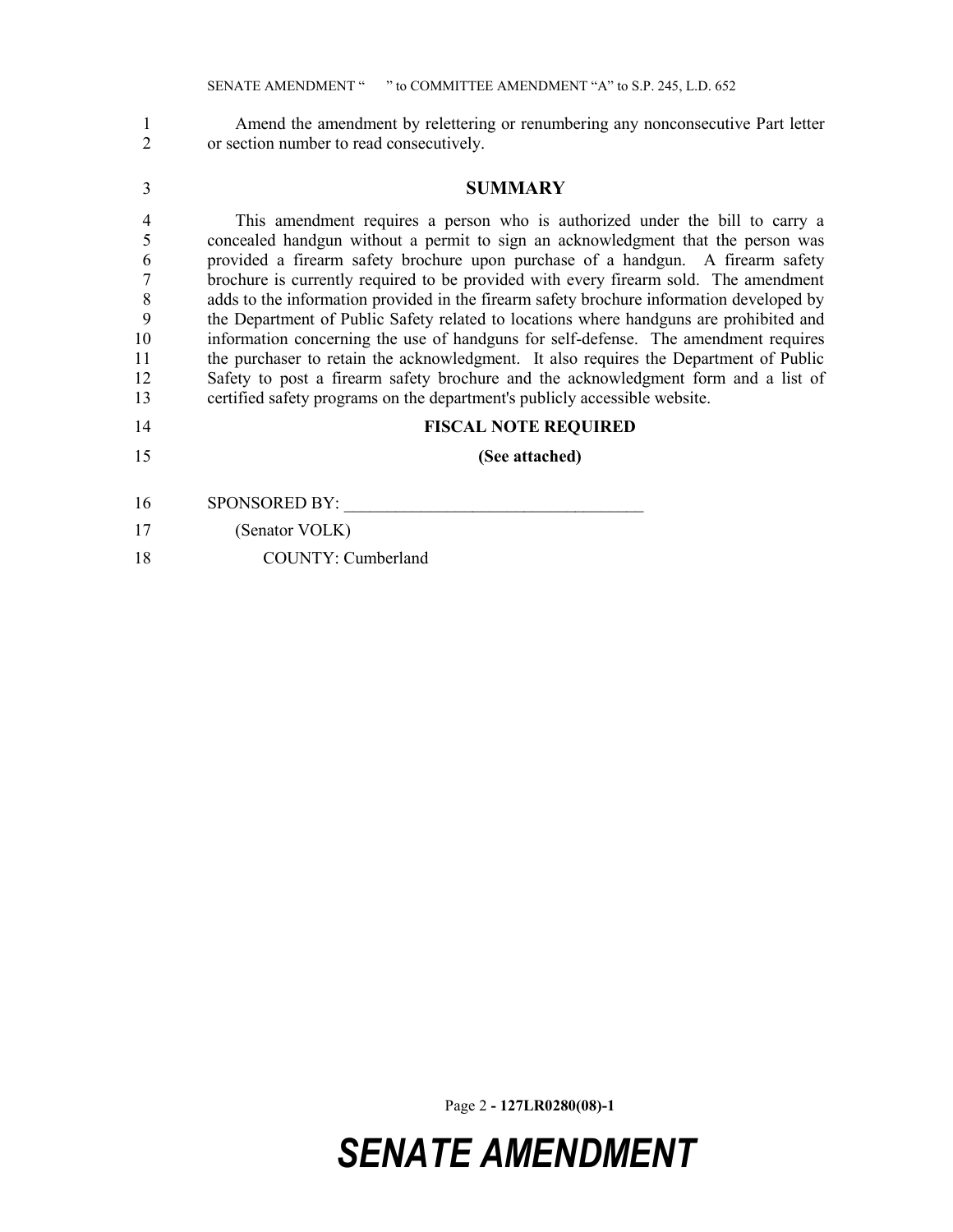Amend the amendment by relettering or renumbering any nonconsecutive Part letter or section number to read consecutively.

## SUMMARY

This amendment requires a person who is authorized under the bill to carry a concealed handgun without a permit to sign an acknowledgment that the person was provided a firearm safety brochure upon purchase of a handgun. A firearm safety brochure is currently required to be provided with every firearm sold. The amendment adds to the information provided in the firearm safety brochure information developed by the Department of Public Safety related to locations where handguns are prohibited and information concerning the use of handguns for self-defense. The amendment requires the purchaser to retain the acknowledgment. It also requires the Department of Public Safety to post a firearm safety brochure and the acknowledgment form and a list of certified safety programs on the department's publicly accessible website.

**FISCAL NOTE REQUIRED**

**(See attached)**

SPONSORED BY: ___________________________________

(Senator VOLK)

COUNTY: Cumberland

# SENATE AMENDMENT